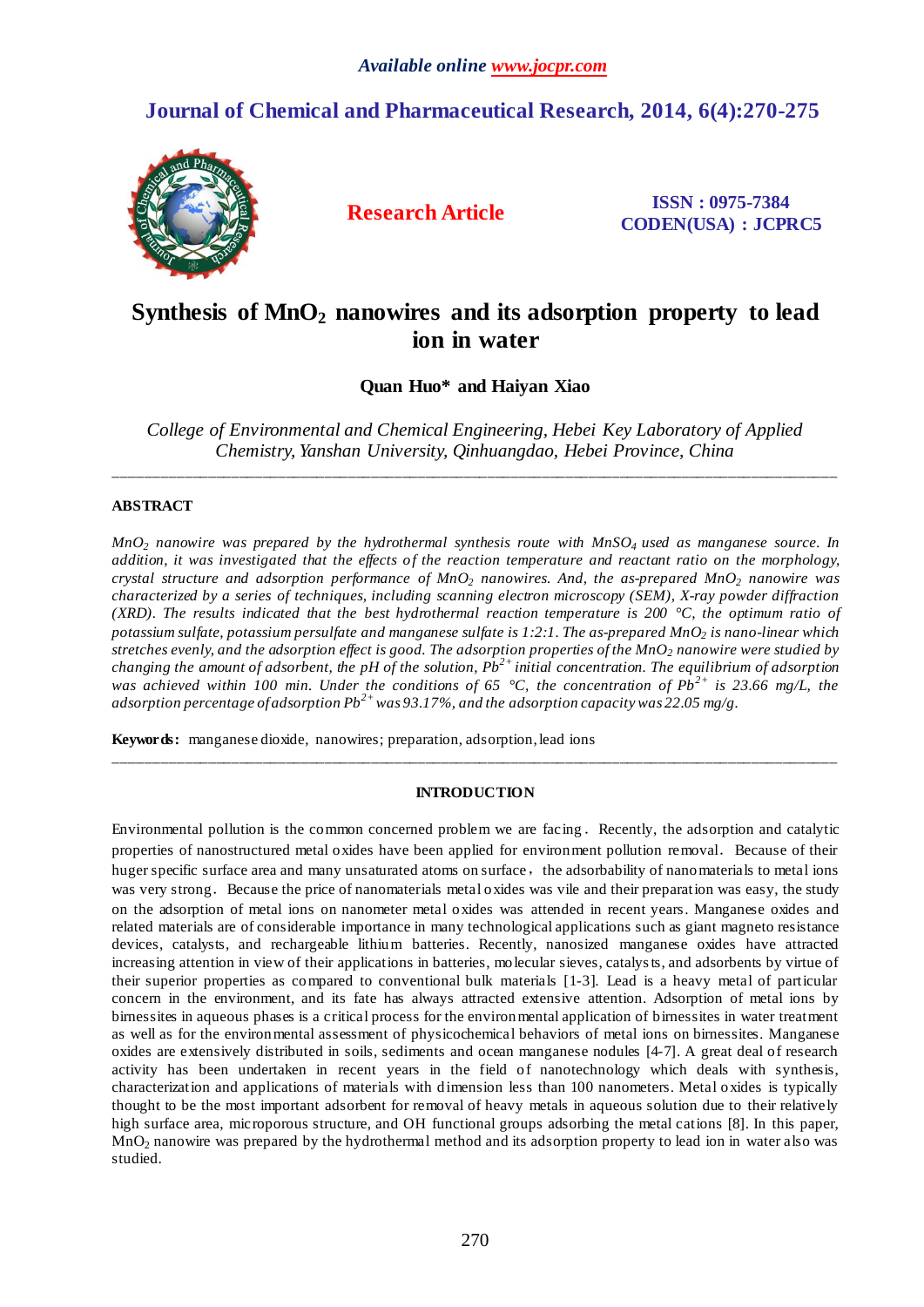# Synthesis of $MnO_2$ nanowires and its adsorption property to lead ion in water

**Quan Huo\* and Haiyan Xiao**

*College of Environmental and Chemical Engineering, Hebei Key Laboratory of Applied Chemistry, Yanshan University, Qinhuangdao, Hebei Province, China*

---

## ABSTRACT

*$MnO_2$ nanowire was prepared by the hydrothermal synthesis route with $MnSO_4$ used as manganese source. In addition, it was investigated that the effects of the reaction temperature and reactant ratio on the morphology, crystal structure and adsorption performance of $MnO_2$ nanowires. And, the as-prepared $MnO_2$ nanowire was characterized by a series of techniques, including scanning electron microscopy (SEM), X-ray powder diffraction (XRD). The results indicated that the best hydrothermal reaction temperature is 200 °C, the optimum ratio of potassium sulfate, potassium persulfate and manganese sulfate is 1:2:1. The as-prepared $MnO_2$ is nano-linear which stretches evenly, and the adsorption effect is good. The adsorption properties of the $MnO_2$ nanowire were studied by changing the amount of adsorbent, the pH of the solution, $Pb^{2+}$ initial concentration. The equilibrium of adsorption was achieved within 100 min. Under the conditions of 65 °C, the concentration of $Pb^{2+}$ is 23.66 mg/L, the adsorption percentage of adsorption $Pb^{2+}$ was 93.17%, and the adsorption capacity was 22.05 mg/g.*

**Keywords:** manganese dioxide, nanowires; preparation, adsorption, lead ions

---

## INTRODUCTION

Environmental pollution is the common concerned problem we are facing. Recently, the adsorption and catalytic properties of nanostructured metal oxides have been applied for environment pollution removal. Because of their huger specific surface area and many unsaturated atoms on surface, the adsorbability of nanomaterials to metal ions was very strong. Because the price of nanomaterials metal oxides was vile and their preparation was easy, the study on the adsorption of metal ions on nanometer metal oxides was attended in recent years. Manganese oxides and related materials are of considerable importance in many technological applications such as giant magneto resistance devices, catalysts, and rechargeable lithium batteries. Recently, nanosized manganese oxides have attracted increasing attention in view of their applications in batteries, molecular sieves, catalysts, and adsorbents by virtue of their superior properties as compared to conventional bulk materials [1-3]. Lead is a heavy metal of particular concern in the environment, and its fate has always attracted extensive attention. Adsorption of metal ions by birnessites in aqueous phases is a critical process for the environmental application of birnessites in water treatment as well as for the environmental assessment of physicochemical behaviors of metal ions on birnessites. Manganese oxides are extensively distributed in soils, sediments and ocean manganese nodules [4-7]. A great deal of research activity has been undertaken in recent years in the field of nanotechnology which deals with synthesis, characterization and applications of materials with dimension less than 100 nanometers. Metal oxides is typically thought to be the most important adsorbent for removal of heavy metals in aqueous solution due to their relatively high surface area, microporous structure, and OH functional groups adsorbing the metal cations [8]. In this paper, $MnO_2$ nanowire was prepared by the hydrothermal method and its adsorption property to lead ion in water also was studied.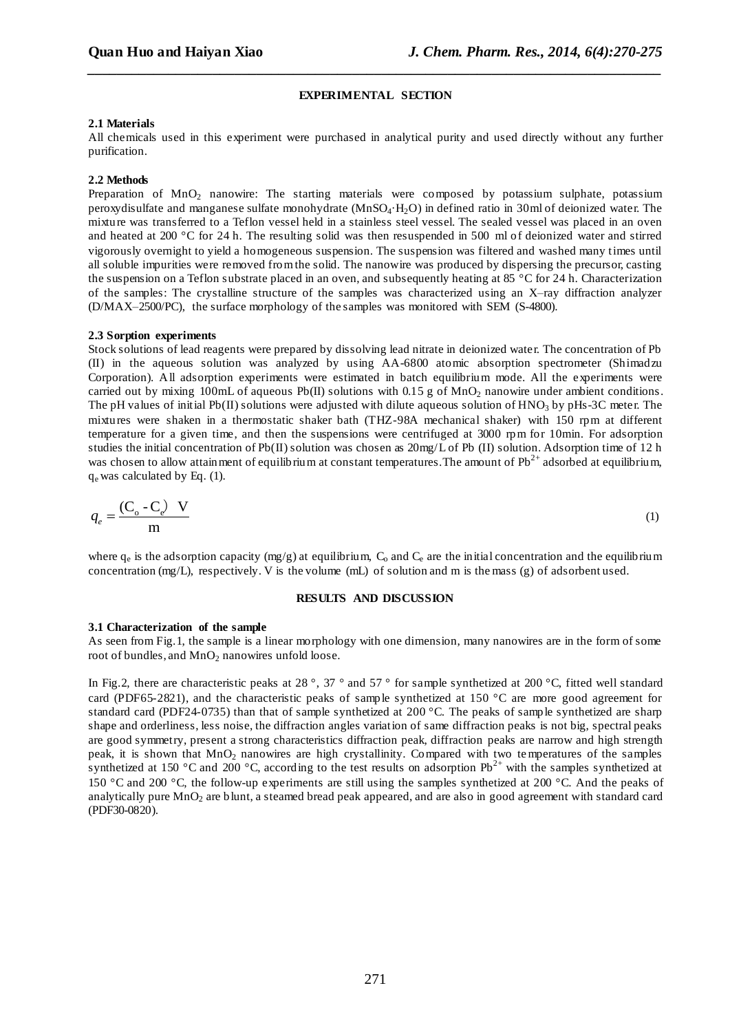## EXPERIMENTAL SECTION

### 2.1 Materials

All chemicals used in this experiment were purchased in analytical purity and used directly without any further purification.

### 2.2 Methods

Preparation of $MnO_2$ nanowire: The starting materials were composed by potassium sulphate, potassium peroxydisulfate and manganese sulfate monohydrate ($MnSO_4 \cdot H_2O$) in defined ratio in 30ml of deionized water. The mixture was transferred to a Teflon vessel held in a stainless steel vessel. The sealed vessel was placed in an oven and heated at 200 °C for 24 h. The resulting solid was then resuspended in 500 ml of deionized water and stirred vigorously overnight to yield a homogeneous suspension. The suspension was filtered and washed many times until all soluble impurities were removed from the solid. The nanowire was produced by dispersing the precursor, casting the suspension on a Teflon substrate placed in an oven, and subsequently heating at 85 °C for 24 h. Characterization of the samples: The crystalline structure of the samples was characterized using an X–ray diffraction analyzer (D/MAX–2500/PC), the surface morphology of the samples was monitored with SEM (S-4800).

### 2.3 Sorption experiments

Stock solutions of lead reagents were prepared by dissolving lead nitrate in deionized water. The concentration of Pb (II) in the aqueous solution was analyzed by using AA-6800 atomic absorption spectrometer (Shimadzu Corporation). All adsorption experiments were estimated in batch equilibrium mode. All the experiments were carried out by mixing 100mL of aqueous Pb(II) solutions with 0.15 g of $MnO_2$ nanowire under ambient conditions. The pH values of initial Pb(II) solutions were adjusted with dilute aqueous solution of $HNO_3$ by pHs-3C meter. The mixtures were shaken in a thermostatic shaker bath (THZ-98A mechanical shaker) with 150 rpm at different temperature for a given time, and then the suspensions were centrifuged at 3000 rpm for 10min. For adsorption studies the initial concentration of Pb(II) solution was chosen as 20mg/L of Pb (II) solution. Adsorption time of 12 h was chosen to allow attainment of equilibrium at constant temperatures. The amount of $Pb^{2+}$ adsorbed at equilibrium, $q_e$ was calculated by Eq. (1).

$$q_e = \frac{(C_o - C_e)\ V}{m} \tag{1}$$

where $q_e$ is the adsorption capacity (mg/g) at equilibrium, $C_o$ and $C_e$ are the initial concentration and the equilibrium concentration (mg/L), respectively. V is the volume (mL) of solution and m is the mass (g) of adsorbent used.

## RESULTS AND DISCUSSION

### 3.1 Characterization of the sample

As seen from Fig.1, the sample is a linear morphology with one dimension, many nanowires are in the form of some root of bundles, and $MnO_2$ nanowires unfold loose.

In Fig.2, there are characteristic peaks at 28 °, 37 ° and 57 ° for sample synthetized at 200 °C, fitted well standard card (PDF65-2821), and the characteristic peaks of sample synthetized at 150 °C are more good agreement for standard card (PDF24-0735) than that of sample synthetized at 200 °C. The peaks of sample synthetized are sharp shape and orderliness, less noise, the diffraction angles variation of same diffraction peaks is not big, spectral peaks are good symmetry, present a strong characteristics diffraction peak, diffraction peaks are narrow and high strength peak, it is shown that $MnO_2$ nanowires are high crystallinity. Compared with two temperatures of the samples synthetized at 150 °C and 200 °C, according to the test results on adsorption $Pb^{2+}$ with the samples synthetized at 150 °C and 200 °C, the follow-up experiments are still using the samples synthetized at 200 °C. And the peaks of analytically pure $MnO_2$ are blunt, a steamed bread peak appeared, and are also in good agreement with standard card (PDF30-0820).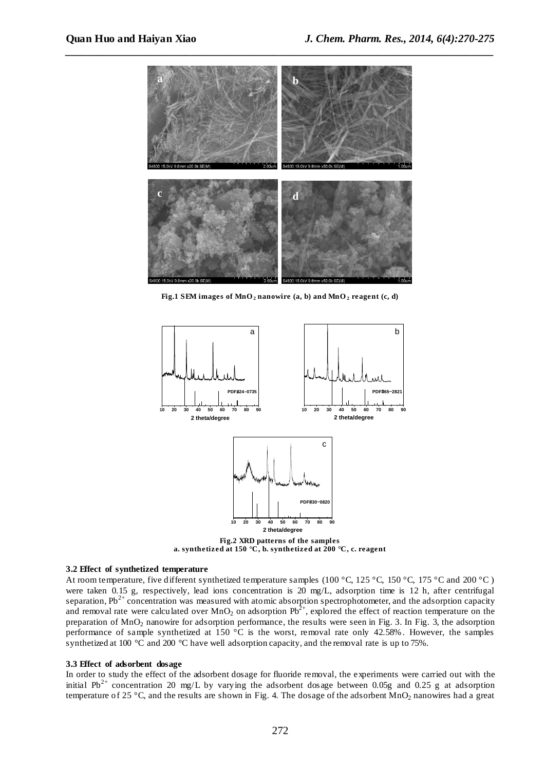a

b

c

d

S4800 15.0kV 9.8mm x20.0k SE(M) 2.00um

S4800 15.0kV 9.8mm x50.0k SE(M) 1.00um

S4800 15.0kV 9.8mm x20.0k SE(M) 2.00um

S4800 15.0kV 9.8mm x50.0k SE(M) 1.00um

**Fig.1 SEM images of $MnO_2$ nanowire (a, b) and $MnO_2$ reagent (c, d)**

a

PDF#24-0735

10 20 30 40 50 60 70 80 90

2 theta/degree

b

PDF#65-2821

10 20 30 40 50 60 70 80 90

2 theta/degree

c

PDF#30-0820

10 20 30 40 50 60 70 80 90

2 theta/degree

**Fig.2 XRD patterns of the samples**
**a. synthetized at 150 °C, b. synthetized at 200 °C, c. reagent**

### 3.2 Effect of synthetized temperature

At room temperature, five different synthetized temperature samples (100 °C, 125 °C, 150 °C, 175 °C and 200 °C ) were taken 0.15 g, respectively, lead ions concentration is 20 mg/L, adsorption time is 12 h, after centrifugal separation, $Pb^{2+}$ concentration was measured with atomic absorption spectrophotometer, and the adsorption capacity and removal rate were calculated over $MnO_2$ on adsorption $Pb^{2+}$, explored the effect of reaction temperature on the preparation of $MnO_2$ nanowire for adsorption performance, the results were seen in Fig. 3. In Fig. 3, the adsorption performance of sample synthetized at 150 °C is the worst, removal rate only 42.58%. However, the samples synthetized at 100 °C and 200 °C have well adsorption capacity, and the removal rate is up to 75%.

### 3.3 Effect of adsorbent dosage

In order to study the effect of the adsorbent dosage for fluoride removal, the experiments were carried out with the initial $Pb^{2+}$ concentration 20 mg/L by varying the adsorbent dosage between 0.05g and 0.25 g at adsorption temperature of 25 °C, and the results are shown in Fig. 4. The dosage of the adsorbent $MnO_2$ nanowires had a great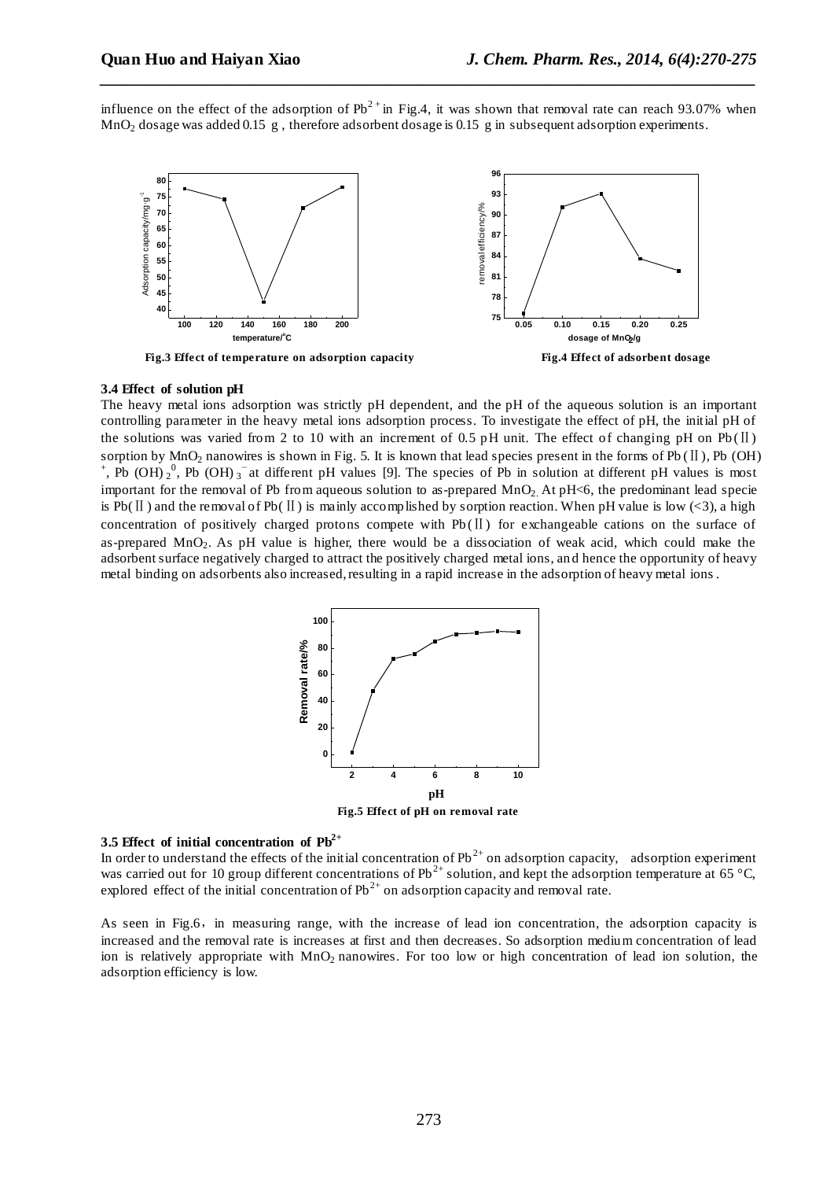influence on the effect of the adsorption of $Pb^{2+}$ in Fig.4, it was shown that removal rate can reach 93.07% when $MnO_2$ dosage was added 0.15 g , therefore adsorbent dosage is 0.15 g in subsequent adsorption experiments.

Adsorption capacity/mg·g$^{-1}$
80
75
70
65
60
55
50
45
40
100 120 140 160 180 200
temperature/°C

**Fig.3 Effect of temperature on adsorption capacity**

removal efficiency/%
96
93
90
87
84
81
78
75
0.05 0.10 0.15 0.20 0.25
dosage of $MnO_2$/g

**Fig.4 Effect of adsorbent dosage**

### 3.4 Effect of solution pH

The heavy metal ions adsorption was strictly pH dependent, and the pH of the aqueous solution is an important controlling parameter in the heavy metal ions adsorption process. To investigate the effect of pH, the initial pH of the solutions was varied from 2 to 10 with an increment of 0.5 pH unit. The effect of changing pH on Pb(Ⅱ) sorption by $MnO_2$ nanowires is shown in Fig. 5. It is known that lead species present in the forms of Pb (Ⅱ), $Pb(OH)^+$, $Pb(OH)_2^0$, $Pb(OH)_3^-$ at different pH values [9]. The species of Pb in solution at different pH values is most important for the removal of Pb from aqueous solution to as-prepared $MnO_2$. At pH<6, the predominant lead specie is Pb(Ⅱ) and the removal of Pb(Ⅱ) is mainly accomplished by sorption reaction. When pH value is low (<3), a high concentration of positively charged protons compete with Pb(Ⅱ) for exchangeable cations on the surface of as-prepared $MnO_2$. As pH value is higher, there would be a dissociation of weak acid, which could make the adsorbent surface negatively charged to attract the positively charged metal ions, and hence the opportunity of heavy metal binding on adsorbents also increased, resulting in a rapid increase in the adsorption of heavy metal ions.

Removal rate/%
100
80
60
40
20
0
2 4 6 8 10
pH

**Fig.5 Effect of pH on removal rate**

### 3.5 Effect of initial concentration of $Pb^{2+}$

In order to understand the effects of the initial concentration of $Pb^{2+}$ on adsorption capacity, adsorption experiment was carried out for 10 group different concentrations of $Pb^{2+}$ solution, and kept the adsorption temperature at 65 °C, explored effect of the initial concentration of $Pb^{2+}$ on adsorption capacity and removal rate.

As seen in Fig.6，in measuring range, with the increase of lead ion concentration, the adsorption capacity is increased and the removal rate is increases at first and then decreases. So adsorption medium concentration of lead ion is relatively appropriate with $MnO_2$ nanowires. For too low or high concentration of lead ion solution, the adsorption efficiency is low.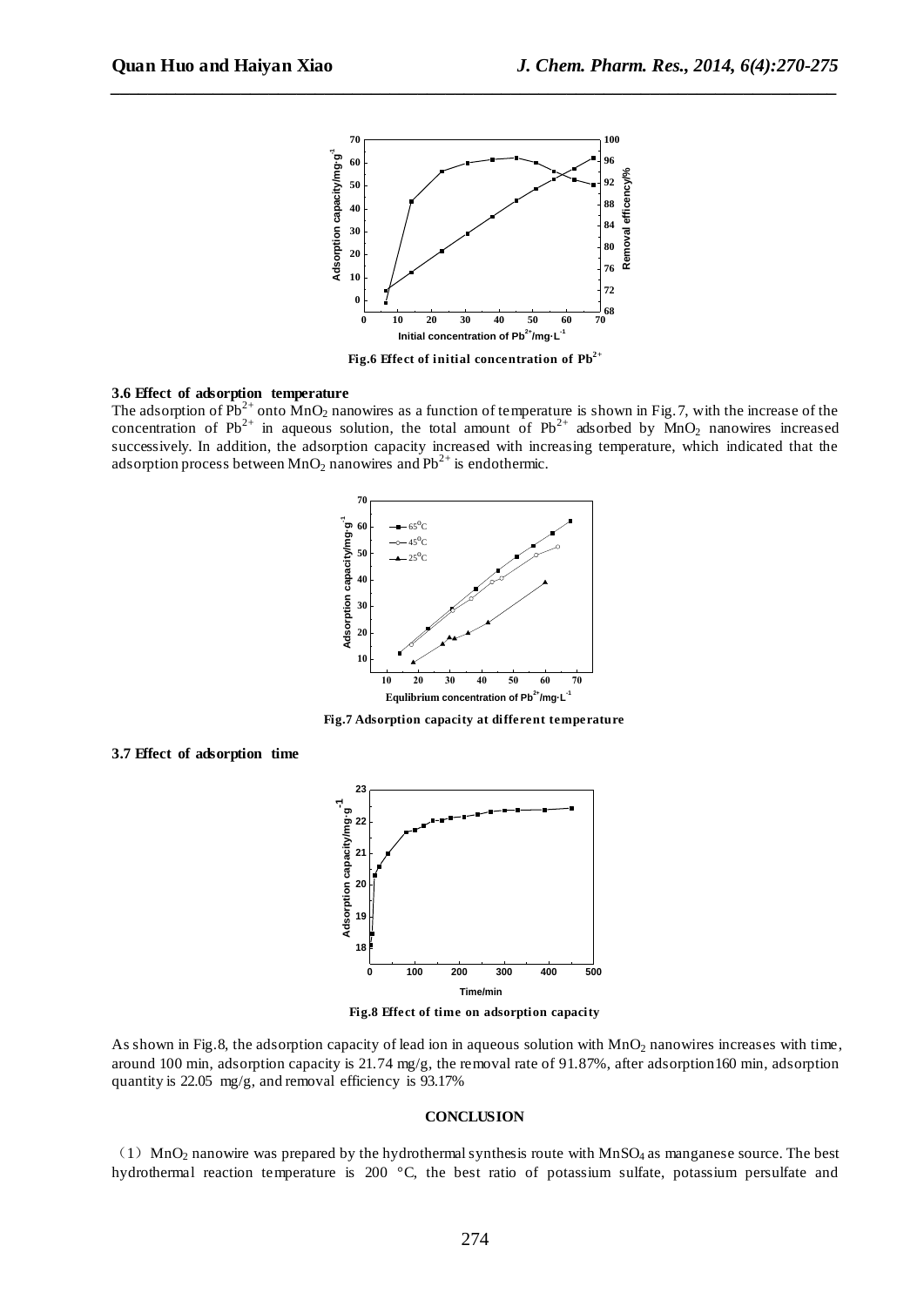70
60
50
40
30
20
10
0
Adsorption capacity/mg·g$^{-1}$
100
96
92
88
84
80
76
72
68
Removal efficency/%
0 10 20 30 40 50 60 70
Initial concentration of $Pb^{2+}$/mg·L$^{-1}$

**Fig.6 Effect of initial concentration of $Pb^{2+}$**

### 3.6 Effect of adsorption temperature

The adsorption of $Pb^{2+}$ onto $MnO_2$ nanowires as a function of temperature is shown in Fig.7, with the increase of the concentration of $Pb^{2+}$ in aqueous solution, the total amount of $Pb^{2+}$ adsorbed by $MnO_2$ nanowires increased successively. In addition, the adsorption capacity increased with increasing temperature, which indicated that the adsorption process between $MnO_2$ nanowires and $Pb^{2+}$ is endothermic.

70
60
50
40
30
20
10
Adsorption capacity/mg·g$^{-1}$
65°C
45°C
25°C
10 20 30 40 50 60 70
Equlibrium concentration of $Pb^{2+}$/mg·L$^{-1}$

**Fig.7 Adsorption capacity at different temperature**

### 3.7 Effect of adsorption time

23
22
21
20
19
18
Adsorption capacity/mg·g$^{-1}$
0 100 200 300 400 500
Time/min

**Fig.8 Effect of time on adsorption capacity**

As shown in Fig.8, the adsorption capacity of lead ion in aqueous solution with $MnO_2$ nanowires increases with time, around 100 min, adsorption capacity is 21.74 mg/g, the removal rate of 91.87%, after adsorption160 min, adsorption quantity is 22.05 mg/g, and removal efficiency is 93.17%

## CONCLUSION

(1) $MnO_2$ nanowire was prepared by the hydrothermal synthesis route with $MnSO_4$ as manganese source. The best hydrothermal reaction temperature is 200 °C, the best ratio of potassium sulfate, potassium persulfate and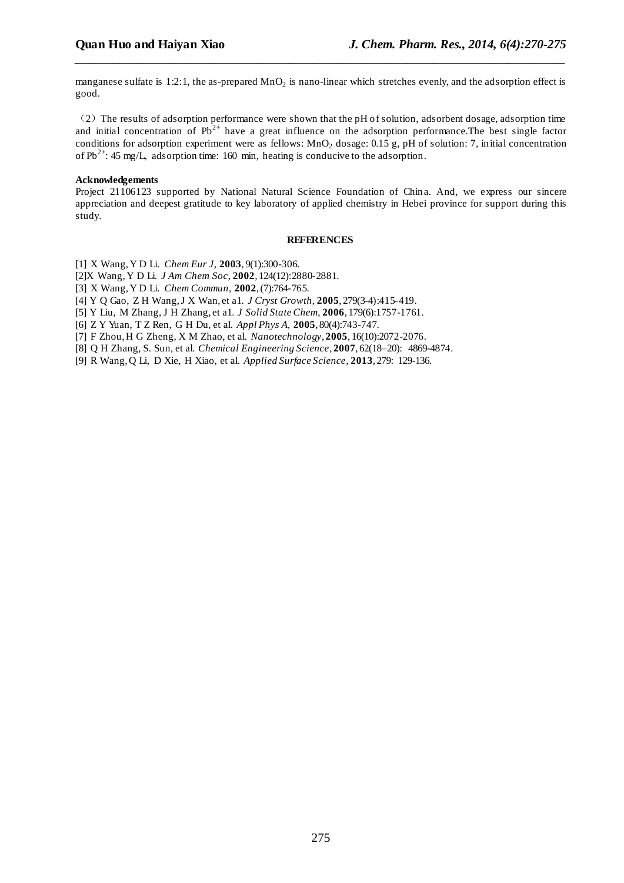manganese sulfate is 1:2:1, the as-prepared $MnO_2$ is nano-linear which stretches evenly, and the adsorption effect is good.

（2）The results of adsorption performance were shown that the pH of solution, adsorbent dosage, adsorption time and initial concentration of $Pb^{2+}$ have a great influence on the adsorption performance.The best single factor conditions for adsorption experiment were as fellows: $MnO_2$ dosage: 0.15 g, pH of solution: 7, initial concentration of $Pb^{2+}$: 45 mg/L, adsorption time: 160 min, heating is conducive to the adsorption.

**Acknowledgements**

Project 21106123 supported by National Natural Science Foundation of China. And, we express our sincere appreciation and deepest gratitude to key laboratory of applied chemistry in Hebei province for support during this study.

## REFERENCES

[1] X Wang, Y D Li. *Chem Eur J*, **2003**, 9(1):300-306.

[2]X Wang, Y D Li. *J Am Chem Soc*, **2002**, 124(12):2880-2881.

[3] X Wang, Y D Li. *Chem Commun*, **2002**, (7):764-765.

[4] Y Q Gao, Z H Wang, J X Wan, et a1. *J Cryst Growth*, **2005**, 279(3-4):415-419.

[5] Y Liu, M Zhang, J H Zhang, et a1. *J Solid State Chem*, **2006**, 179(6):1757-1761.

[6] Z Y Yuan, T Z Ren, G H Du, et al. *Appl Phys A*, **2005**, 80(4):743-747.

[7] F Zhou, H G Zheng, X M Zhao, et al. *Nanotechnology*, **2005**, 16(10):2072-2076.

[8] Q H Zhang, S. Sun, et al. *Chemical Engineering Science*, **2007**, 62(18–20): 4869-4874.

[9] R Wang, Q Li, D Xie, H Xiao, et al. *Applied Surface Science*, **2013**, 279: 129-136.